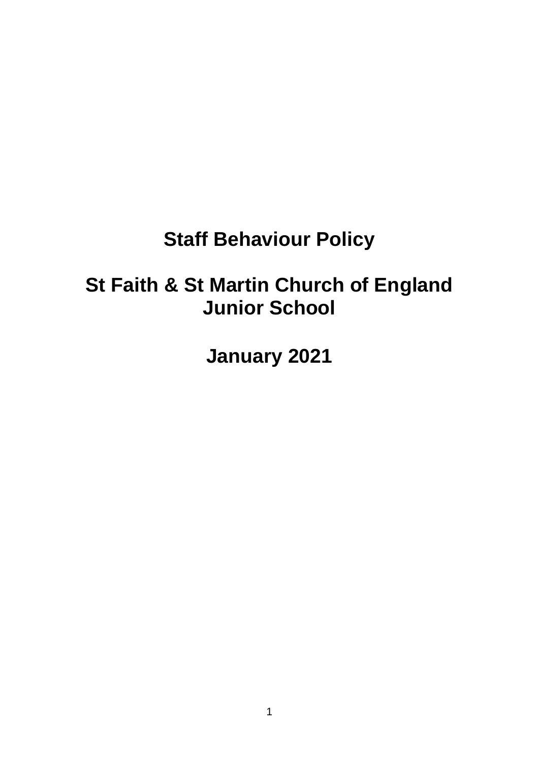# Staff Behaviour Policy

# St Faith & St Martin Church of England Junior School

# January 2021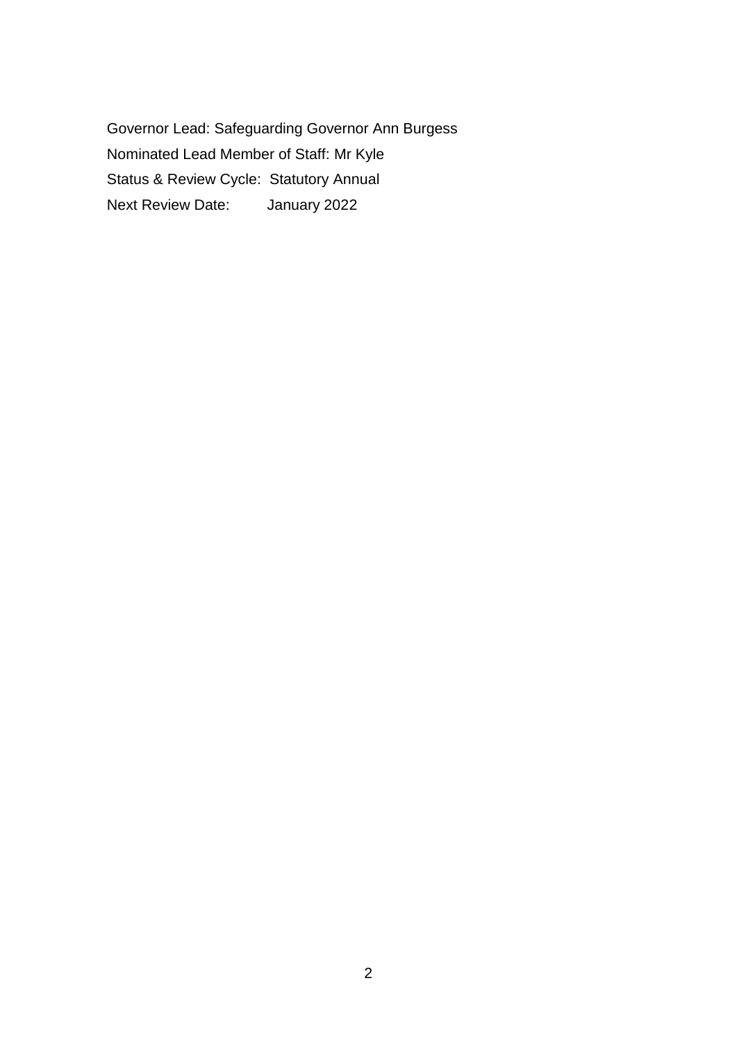Governor Lead: Safeguarding Governor Ann Burgess

Nominated Lead Member of Staff: Mr Kyle

Status & Review Cycle: Statutory Annual

Next Review Date: January 2022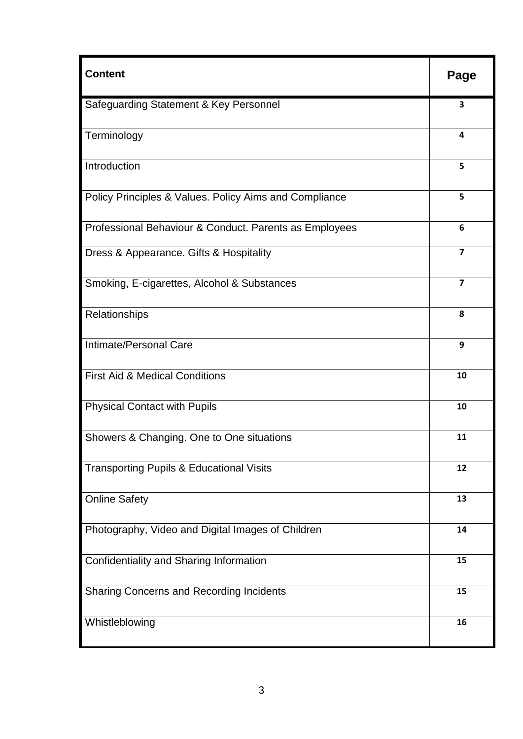| Content | Page |
|---|---|
| Safeguarding Statement & Key Personnel | 3 |
| Terminology | 4 |
| Introduction | 5 |
| Policy Principles & Values. Policy Aims and Compliance | 5 |
| Professional Behaviour & Conduct. Parents as Employees | 6 |
| Dress & Appearance. Gifts & Hospitality | 7 |
| Smoking, E-cigarettes, Alcohol & Substances | 7 |
| Relationships | 8 |
| Intimate/Personal Care | 9 |
| First Aid & Medical Conditions | 10 |
| Physical Contact with Pupils | 10 |
| Showers & Changing. One to One situations | 11 |
| Transporting Pupils & Educational Visits | 12 |
| Online Safety | 13 |
| Photography, Video and Digital Images of Children | 14 |
| Confidentiality and Sharing Information | 15 |
| Sharing Concerns and Recording Incidents | 15 |
| Whistleblowing | 16 |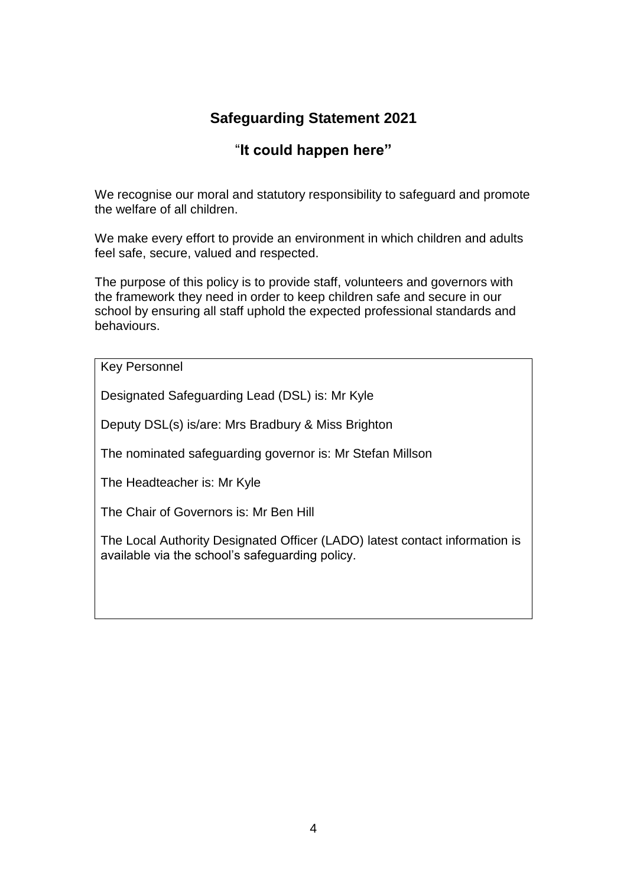## Safeguarding Statement 2021

### "It could happen here"

We recognise our moral and statutory responsibility to safeguard and promote the welfare of all children.

We make every effort to provide an environment in which children and adults feel safe, secure, valued and respected.

The purpose of this policy is to provide staff, volunteers and governors with the framework they need in order to keep children safe and secure in our school by ensuring all staff uphold the expected professional standards and behaviours.

Key Personnel

Designated Safeguarding Lead (DSL) is: Mr Kyle

Deputy DSL(s) is/are: Mrs Bradbury & Miss Brighton

The nominated safeguarding governor is: Mr Stefan Millson

The Headteacher is: Mr Kyle

The Chair of Governors is: Mr Ben Hill

The Local Authority Designated Officer (LADO) latest contact information is available via the school's safeguarding policy.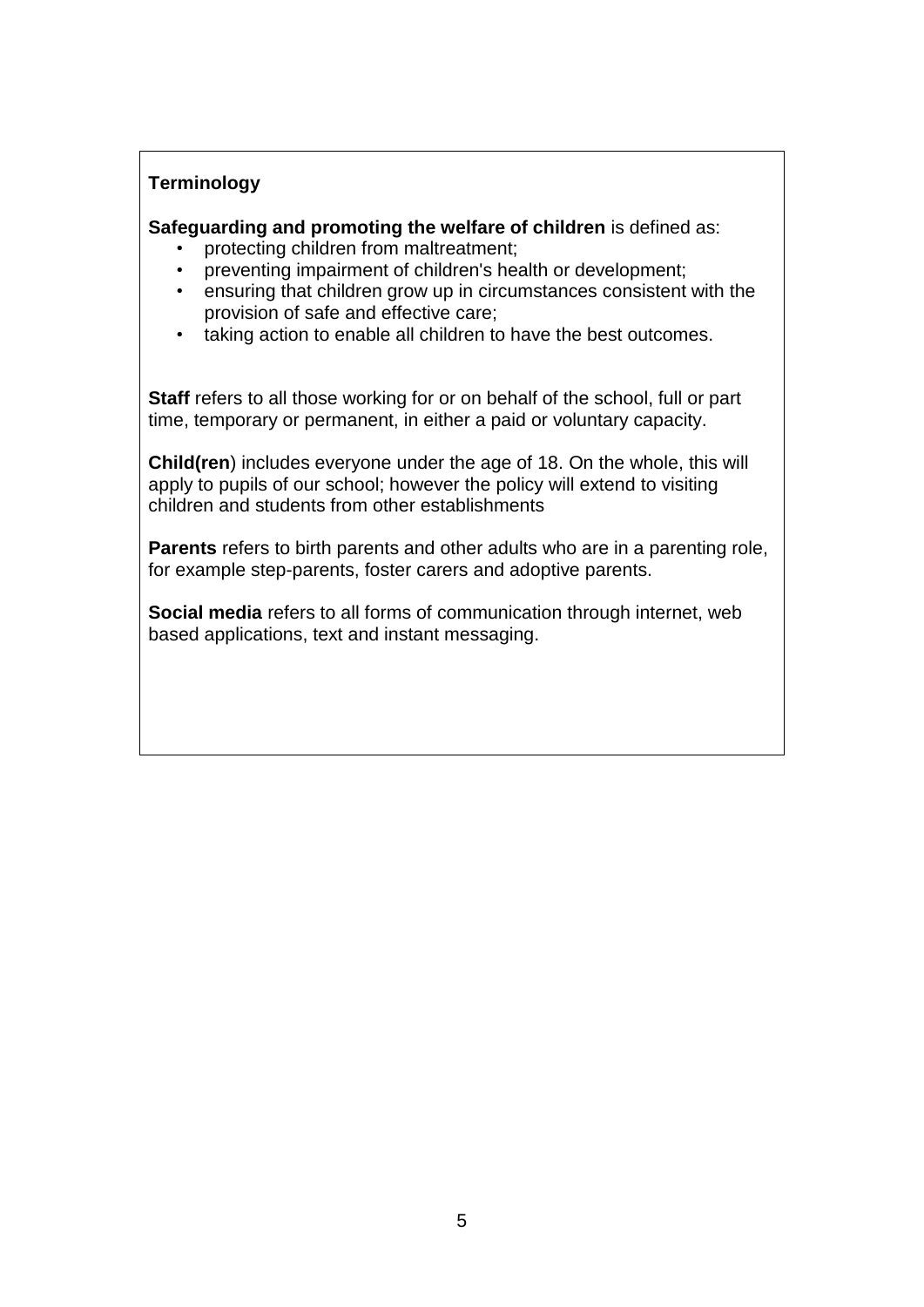## Terminology

**Safeguarding and promoting the welfare of children** is defined as:

- protecting children from maltreatment;
- preventing impairment of children's health or development;
- ensuring that children grow up in circumstances consistent with the provision of safe and effective care;
- taking action to enable all children to have the best outcomes.

**Staff** refers to all those working for or on behalf of the school, full or part time, temporary or permanent, in either a paid or voluntary capacity.

**Child(ren**) includes everyone under the age of 18. On the whole, this will apply to pupils of our school; however the policy will extend to visiting children and students from other establishments

**Parents** refers to birth parents and other adults who are in a parenting role, for example step-parents, foster carers and adoptive parents.

**Social media** refers to all forms of communication through internet, web based applications, text and instant messaging.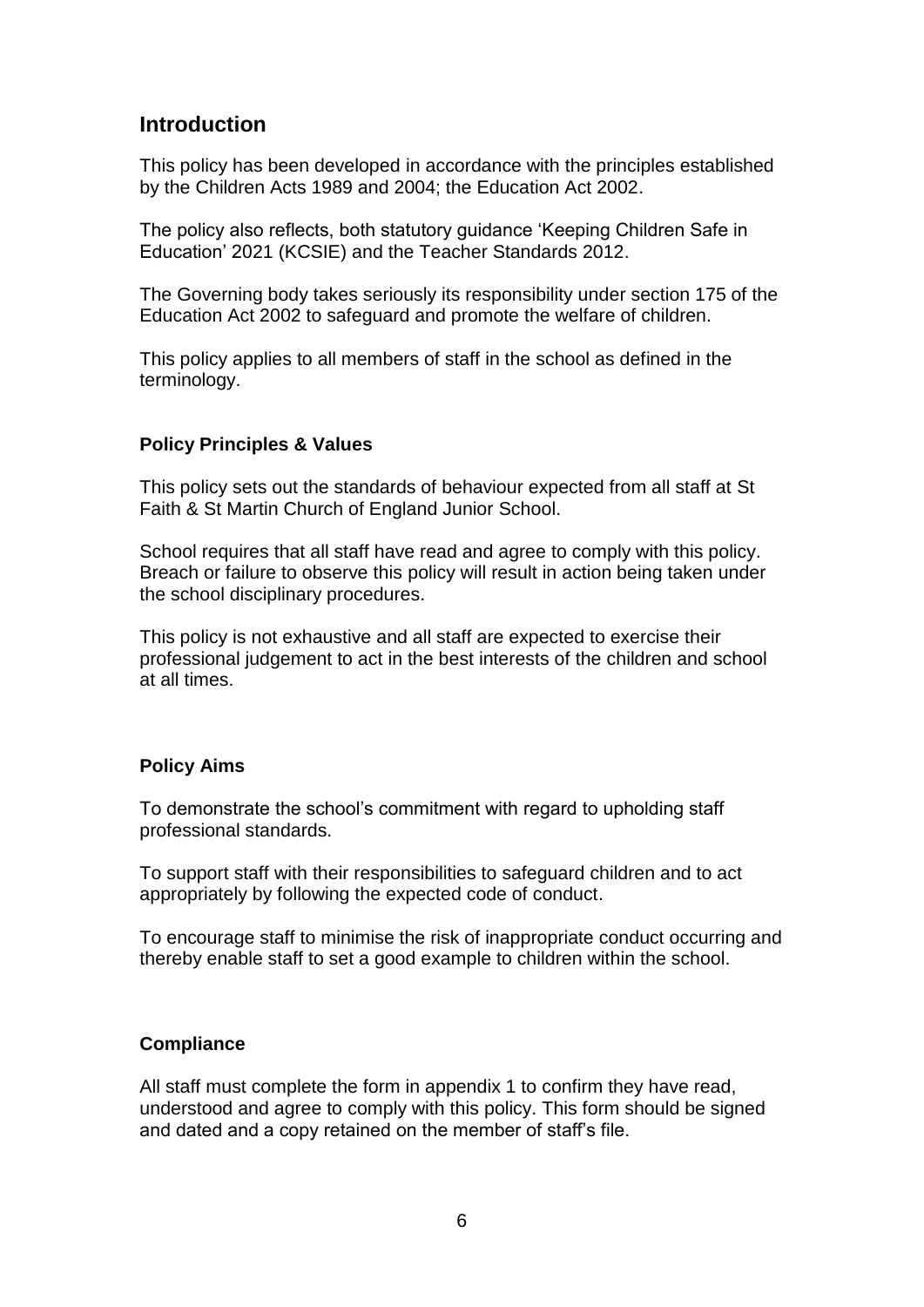## Introduction

This policy has been developed in accordance with the principles established by the Children Acts 1989 and 2004; the Education Act 2002.

The policy also reflects, both statutory guidance 'Keeping Children Safe in Education' 2021 (KCSIE) and the Teacher Standards 2012.

The Governing body takes seriously its responsibility under section 175 of the Education Act 2002 to safeguard and promote the welfare of children.

This policy applies to all members of staff in the school as defined in the terminology.

### Policy Principles & Values

This policy sets out the standards of behaviour expected from all staff at St Faith & St Martin Church of England Junior School.

School requires that all staff have read and agree to comply with this policy. Breach or failure to observe this policy will result in action being taken under the school disciplinary procedures.

This policy is not exhaustive and all staff are expected to exercise their professional judgement to act in the best interests of the children and school at all times.

### Policy Aims

To demonstrate the school's commitment with regard to upholding staff professional standards.

To support staff with their responsibilities to safeguard children and to act appropriately by following the expected code of conduct.

To encourage staff to minimise the risk of inappropriate conduct occurring and thereby enable staff to set a good example to children within the school.

### Compliance

All staff must complete the form in appendix 1 to confirm they have read, understood and agree to comply with this policy. This form should be signed and dated and a copy retained on the member of staff's file.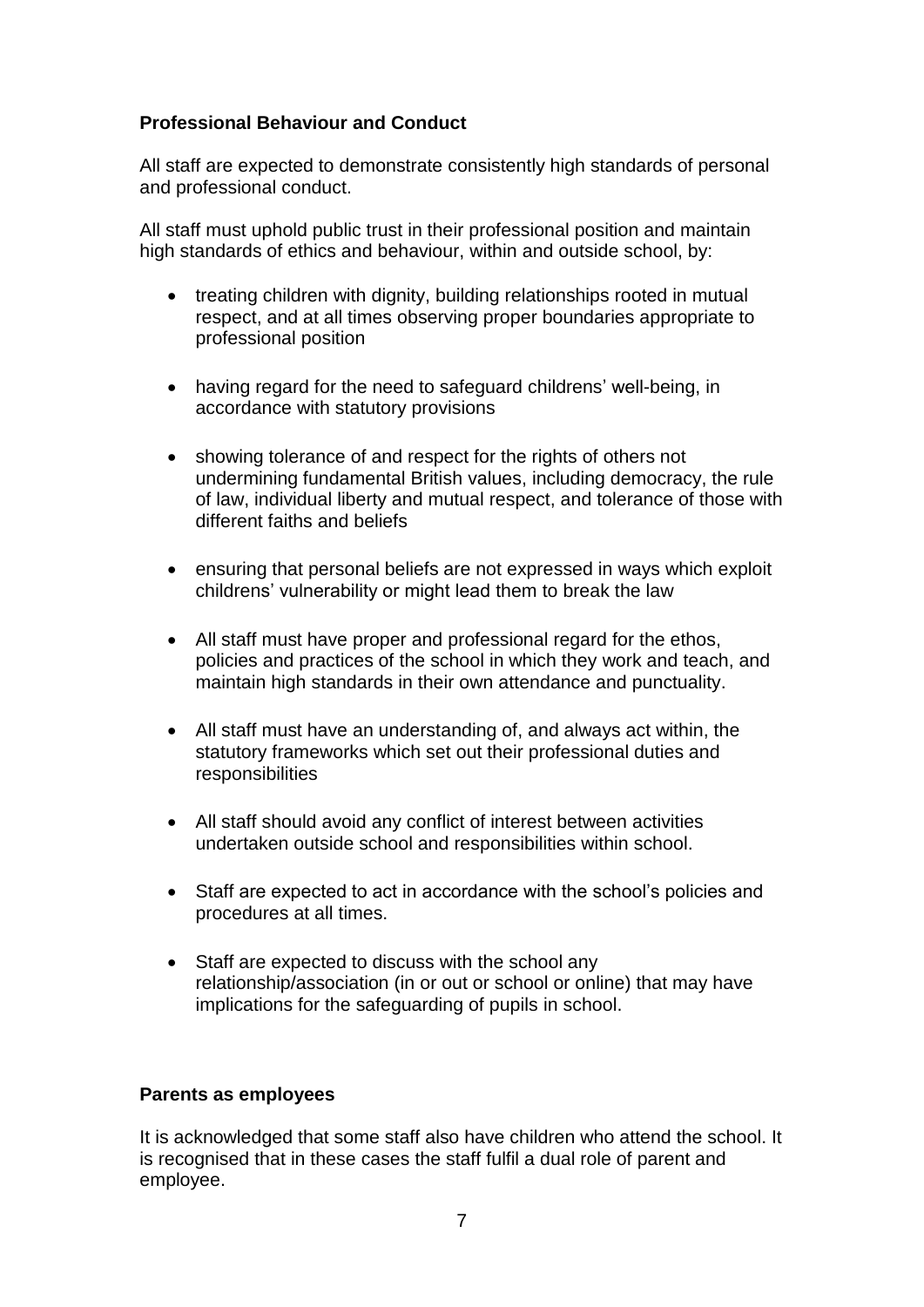**Professional Behaviour and Conduct**

All staff are expected to demonstrate consistently high standards of personal and professional conduct.

All staff must uphold public trust in their professional position and maintain high standards of ethics and behaviour, within and outside school, by:

- treating children with dignity, building relationships rooted in mutual respect, and at all times observing proper boundaries appropriate to professional position
- having regard for the need to safeguard childrens' well-being, in accordance with statutory provisions
- showing tolerance of and respect for the rights of others not undermining fundamental British values, including democracy, the rule of law, individual liberty and mutual respect, and tolerance of those with different faiths and beliefs
- ensuring that personal beliefs are not expressed in ways which exploit childrens' vulnerability or might lead them to break the law
- All staff must have proper and professional regard for the ethos, policies and practices of the school in which they work and teach, and maintain high standards in their own attendance and punctuality.
- All staff must have an understanding of, and always act within, the statutory frameworks which set out their professional duties and responsibilities
- All staff should avoid any conflict of interest between activities undertaken outside school and responsibilities within school.
- Staff are expected to act in accordance with the school's policies and procedures at all times.
- Staff are expected to discuss with the school any relationship/association (in or out or school or online) that may have implications for the safeguarding of pupils in school.

**Parents as employees**

It is acknowledged that some staff also have children who attend the school. It is recognised that in these cases the staff fulfil a dual role of parent and employee.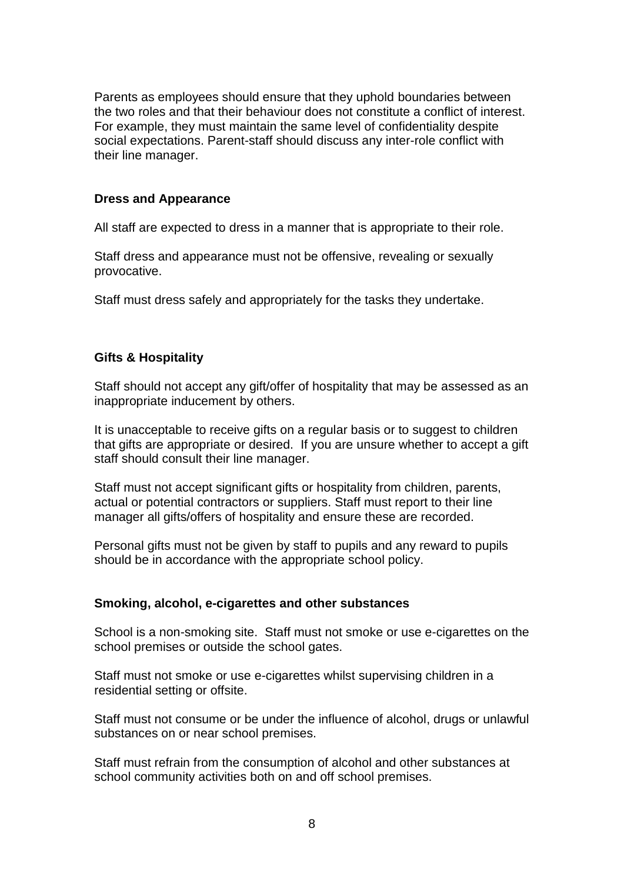Parents as employees should ensure that they uphold boundaries between the two roles and that their behaviour does not constitute a conflict of interest. For example, they must maintain the same level of confidentiality despite social expectations. Parent-staff should discuss any inter-role conflict with their line manager.

**Dress and Appearance**

All staff are expected to dress in a manner that is appropriate to their role.

Staff dress and appearance must not be offensive, revealing or sexually provocative.

Staff must dress safely and appropriately for the tasks they undertake.

**Gifts & Hospitality**

Staff should not accept any gift/offer of hospitality that may be assessed as an inappropriate inducement by others.

It is unacceptable to receive gifts on a regular basis or to suggest to children that gifts are appropriate or desired. If you are unsure whether to accept a gift staff should consult their line manager.

Staff must not accept significant gifts or hospitality from children, parents, actual or potential contractors or suppliers. Staff must report to their line manager all gifts/offers of hospitality and ensure these are recorded.

Personal gifts must not be given by staff to pupils and any reward to pupils should be in accordance with the appropriate school policy.

**Smoking, alcohol, e-cigarettes and other substances**

School is a non-smoking site. Staff must not smoke or use e-cigarettes on the school premises or outside the school gates.

Staff must not smoke or use e-cigarettes whilst supervising children in a residential setting or offsite.

Staff must not consume or be under the influence of alcohol, drugs or unlawful substances on or near school premises.

Staff must refrain from the consumption of alcohol and other substances at school community activities both on and off school premises.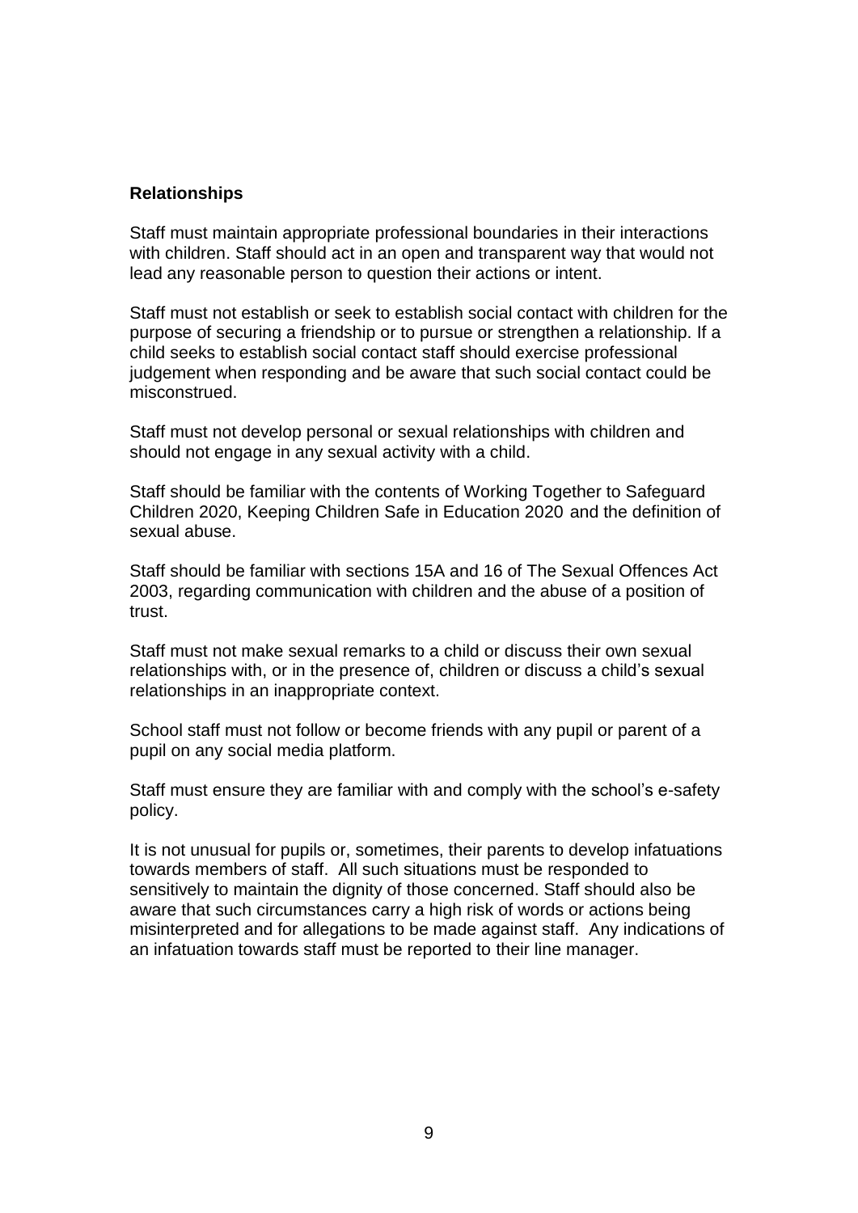**Relationships**

Staff must maintain appropriate professional boundaries in their interactions with children. Staff should act in an open and transparent way that would not lead any reasonable person to question their actions or intent.

Staff must not establish or seek to establish social contact with children for the purpose of securing a friendship or to pursue or strengthen a relationship. If a child seeks to establish social contact staff should exercise professional judgement when responding and be aware that such social contact could be misconstrued.

Staff must not develop personal or sexual relationships with children and should not engage in any sexual activity with a child.

Staff should be familiar with the contents of Working Together to Safeguard Children 2020, Keeping Children Safe in Education 2020 and the definition of sexual abuse.

Staff should be familiar with sections 15A and 16 of The Sexual Offences Act 2003, regarding communication with children and the abuse of a position of trust.

Staff must not make sexual remarks to a child or discuss their own sexual relationships with, or in the presence of, children or discuss a child's sexual relationships in an inappropriate context.

School staff must not follow or become friends with any pupil or parent of a pupil on any social media platform.

Staff must ensure they are familiar with and comply with the school's e-safety policy.

It is not unusual for pupils or, sometimes, their parents to develop infatuations towards members of staff. All such situations must be responded to sensitively to maintain the dignity of those concerned. Staff should also be aware that such circumstances carry a high risk of words or actions being misinterpreted and for allegations to be made against staff. Any indications of an infatuation towards staff must be reported to their line manager.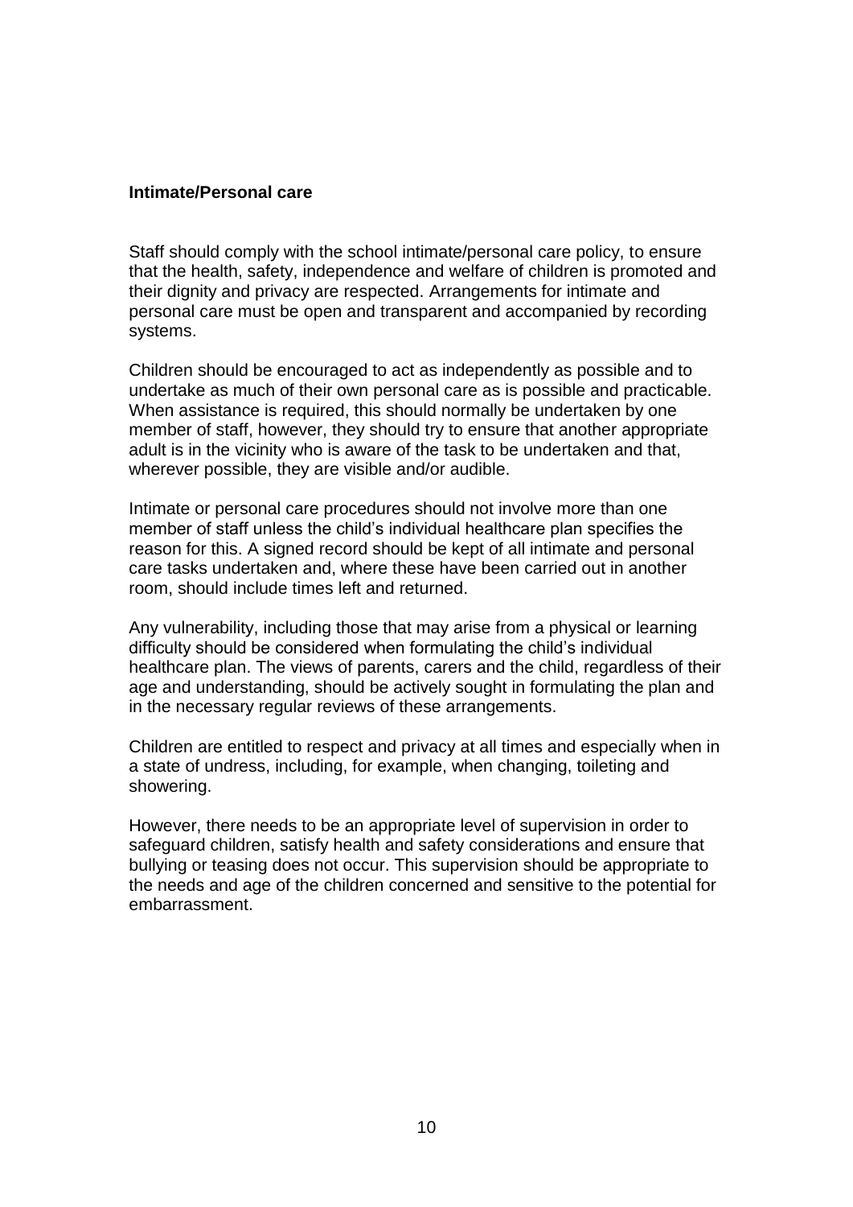**Intimate/Personal care**

Staff should comply with the school intimate/personal care policy, to ensure that the health, safety, independence and welfare of children is promoted and their dignity and privacy are respected. Arrangements for intimate and personal care must be open and transparent and accompanied by recording systems.

Children should be encouraged to act as independently as possible and to undertake as much of their own personal care as is possible and practicable. When assistance is required, this should normally be undertaken by one member of staff, however, they should try to ensure that another appropriate adult is in the vicinity who is aware of the task to be undertaken and that, wherever possible, they are visible and/or audible.

Intimate or personal care procedures should not involve more than one member of staff unless the child's individual healthcare plan specifies the reason for this. A signed record should be kept of all intimate and personal care tasks undertaken and, where these have been carried out in another room, should include times left and returned.

Any vulnerability, including those that may arise from a physical or learning difficulty should be considered when formulating the child's individual healthcare plan. The views of parents, carers and the child, regardless of their age and understanding, should be actively sought in formulating the plan and in the necessary regular reviews of these arrangements.

Children are entitled to respect and privacy at all times and especially when in a state of undress, including, for example, when changing, toileting and showering.

However, there needs to be an appropriate level of supervision in order to safeguard children, satisfy health and safety considerations and ensure that bullying or teasing does not occur. This supervision should be appropriate to the needs and age of the children concerned and sensitive to the potential for embarrassment.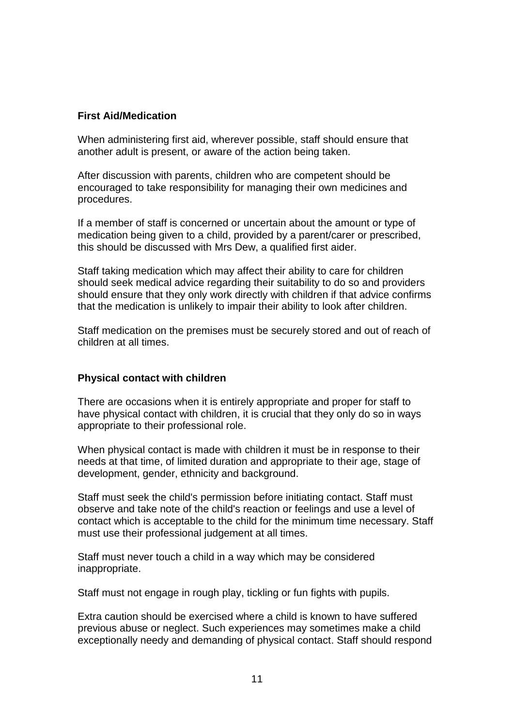**First Aid/Medication**

When administering first aid, wherever possible, staff should ensure that another adult is present, or aware of the action being taken.

After discussion with parents, children who are competent should be encouraged to take responsibility for managing their own medicines and procedures.

If a member of staff is concerned or uncertain about the amount or type of medication being given to a child, provided by a parent/carer or prescribed, this should be discussed with Mrs Dew, a qualified first aider.

Staff taking medication which may affect their ability to care for children should seek medical advice regarding their suitability to do so and providers should ensure that they only work directly with children if that advice confirms that the medication is unlikely to impair their ability to look after children.

Staff medication on the premises must be securely stored and out of reach of children at all times.

**Physical contact with children**

There are occasions when it is entirely appropriate and proper for staff to have physical contact with children, it is crucial that they only do so in ways appropriate to their professional role.

When physical contact is made with children it must be in response to their needs at that time, of limited duration and appropriate to their age, stage of development, gender, ethnicity and background.

Staff must seek the child's permission before initiating contact. Staff must observe and take note of the child's reaction or feelings and use a level of contact which is acceptable to the child for the minimum time necessary. Staff must use their professional judgement at all times.

Staff must never touch a child in a way which may be considered inappropriate.

Staff must not engage in rough play, tickling or fun fights with pupils.

Extra caution should be exercised where a child is known to have suffered previous abuse or neglect. Such experiences may sometimes make a child exceptionally needy and demanding of physical contact. Staff should respond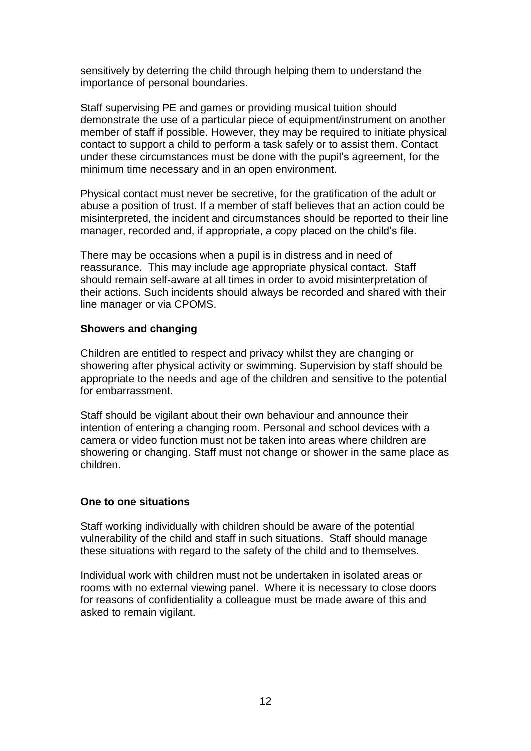sensitively by deterring the child through helping them to understand the importance of personal boundaries.

Staff supervising PE and games or providing musical tuition should demonstrate the use of a particular piece of equipment/instrument on another member of staff if possible. However, they may be required to initiate physical contact to support a child to perform a task safely or to assist them. Contact under these circumstances must be done with the pupil's agreement, for the minimum time necessary and in an open environment.

Physical contact must never be secretive, for the gratification of the adult or abuse a position of trust. If a member of staff believes that an action could be misinterpreted, the incident and circumstances should be reported to their line manager, recorded and, if appropriate, a copy placed on the child's file.

There may be occasions when a pupil is in distress and in need of reassurance. This may include age appropriate physical contact. Staff should remain self-aware at all times in order to avoid misinterpretation of their actions. Such incidents should always be recorded and shared with their line manager or via CPOMS.

**Showers and changing**

Children are entitled to respect and privacy whilst they are changing or showering after physical activity or swimming. Supervision by staff should be appropriate to the needs and age of the children and sensitive to the potential for embarrassment.

Staff should be vigilant about their own behaviour and announce their intention of entering a changing room. Personal and school devices with a camera or video function must not be taken into areas where children are showering or changing. Staff must not change or shower in the same place as children.

**One to one situations**

Staff working individually with children should be aware of the potential vulnerability of the child and staff in such situations. Staff should manage these situations with regard to the safety of the child and to themselves.

Individual work with children must not be undertaken in isolated areas or rooms with no external viewing panel. Where it is necessary to close doors for reasons of confidentiality a colleague must be made aware of this and asked to remain vigilant.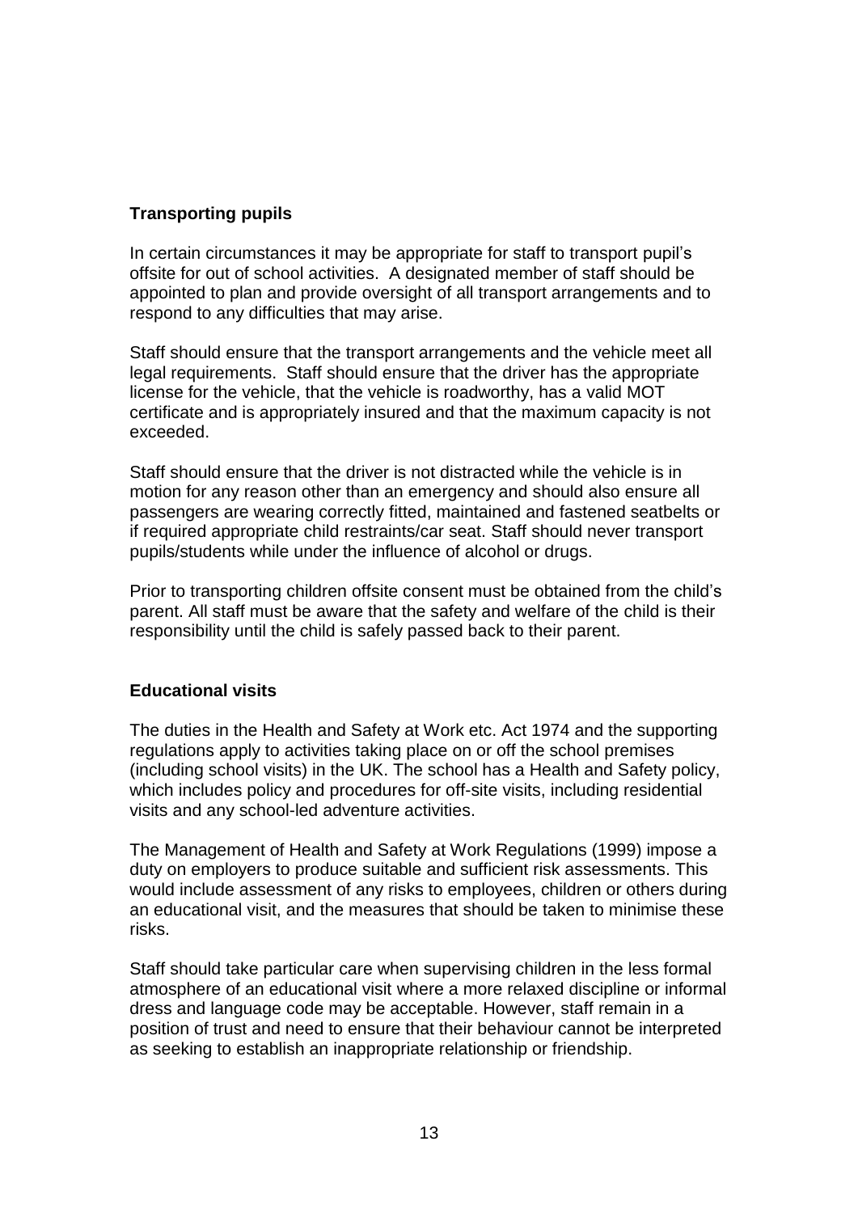**Transporting pupils**

In certain circumstances it may be appropriate for staff to transport pupil's offsite for out of school activities. A designated member of staff should be appointed to plan and provide oversight of all transport arrangements and to respond to any difficulties that may arise.

Staff should ensure that the transport arrangements and the vehicle meet all legal requirements. Staff should ensure that the driver has the appropriate license for the vehicle, that the vehicle is roadworthy, has a valid MOT certificate and is appropriately insured and that the maximum capacity is not exceeded.

Staff should ensure that the driver is not distracted while the vehicle is in motion for any reason other than an emergency and should also ensure all passengers are wearing correctly fitted, maintained and fastened seatbelts or if required appropriate child restraints/car seat. Staff should never transport pupils/students while under the influence of alcohol or drugs.

Prior to transporting children offsite consent must be obtained from the child's parent. All staff must be aware that the safety and welfare of the child is their responsibility until the child is safely passed back to their parent.

**Educational visits**

The duties in the Health and Safety at Work etc. Act 1974 and the supporting regulations apply to activities taking place on or off the school premises (including school visits) in the UK. The school has a Health and Safety policy, which includes policy and procedures for off-site visits, including residential visits and any school-led adventure activities.

The Management of Health and Safety at Work Regulations (1999) impose a duty on employers to produce suitable and sufficient risk assessments. This would include assessment of any risks to employees, children or others during an educational visit, and the measures that should be taken to minimise these risks.

Staff should take particular care when supervising children in the less formal atmosphere of an educational visit where a more relaxed discipline or informal dress and language code may be acceptable. However, staff remain in a position of trust and need to ensure that their behaviour cannot be interpreted as seeking to establish an inappropriate relationship or friendship.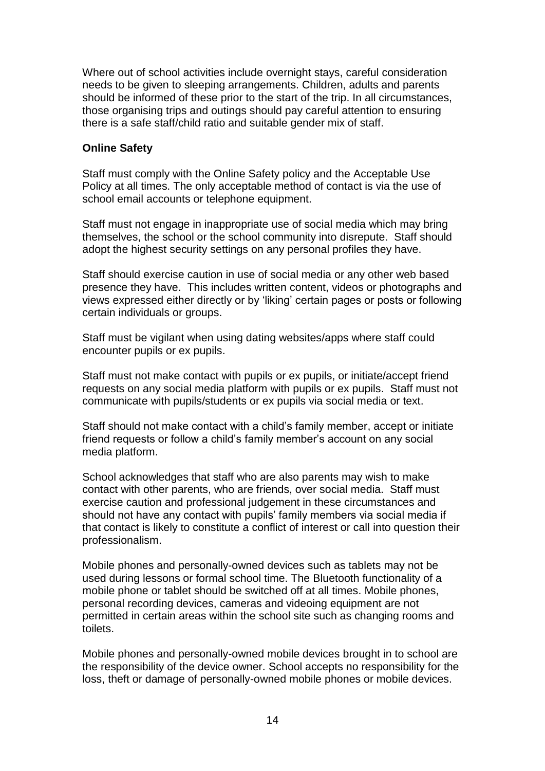Where out of school activities include overnight stays, careful consideration needs to be given to sleeping arrangements. Children, adults and parents should be informed of these prior to the start of the trip. In all circumstances, those organising trips and outings should pay careful attention to ensuring there is a safe staff/child ratio and suitable gender mix of staff.

**Online Safety**

Staff must comply with the Online Safety policy and the Acceptable Use Policy at all times. The only acceptable method of contact is via the use of school email accounts or telephone equipment.

Staff must not engage in inappropriate use of social media which may bring themselves, the school or the school community into disrepute. Staff should adopt the highest security settings on any personal profiles they have.

Staff should exercise caution in use of social media or any other web based presence they have. This includes written content, videos or photographs and views expressed either directly or by 'liking' certain pages or posts or following certain individuals or groups.

Staff must be vigilant when using dating websites/apps where staff could encounter pupils or ex pupils.

Staff must not make contact with pupils or ex pupils, or initiate/accept friend requests on any social media platform with pupils or ex pupils. Staff must not communicate with pupils/students or ex pupils via social media or text.

Staff should not make contact with a child's family member, accept or initiate friend requests or follow a child's family member's account on any social media platform.

School acknowledges that staff who are also parents may wish to make contact with other parents, who are friends, over social media. Staff must exercise caution and professional judgement in these circumstances and should not have any contact with pupils' family members via social media if that contact is likely to constitute a conflict of interest or call into question their professionalism.

Mobile phones and personally-owned devices such as tablets may not be used during lessons or formal school time. The Bluetooth functionality of a mobile phone or tablet should be switched off at all times. Mobile phones, personal recording devices, cameras and videoing equipment are not permitted in certain areas within the school site such as changing rooms and toilets.

Mobile phones and personally-owned mobile devices brought in to school are the responsibility of the device owner. School accepts no responsibility for the loss, theft or damage of personally-owned mobile phones or mobile devices.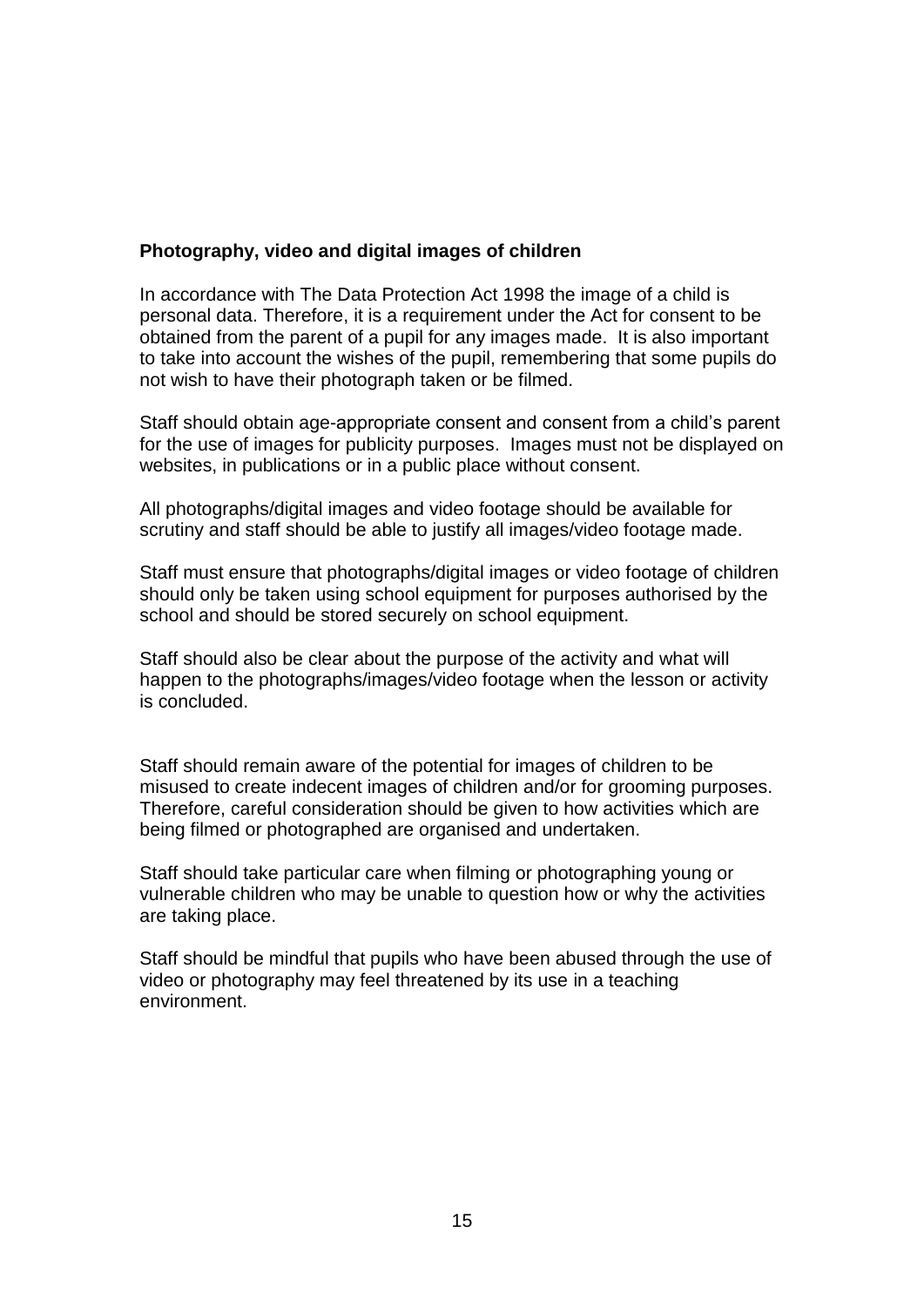**Photography, video and digital images of children**

In accordance with The Data Protection Act 1998 the image of a child is personal data. Therefore, it is a requirement under the Act for consent to be obtained from the parent of a pupil for any images made. It is also important to take into account the wishes of the pupil, remembering that some pupils do not wish to have their photograph taken or be filmed.

Staff should obtain age-appropriate consent and consent from a child's parent for the use of images for publicity purposes. Images must not be displayed on websites, in publications or in a public place without consent.

All photographs/digital images and video footage should be available for scrutiny and staff should be able to justify all images/video footage made.

Staff must ensure that photographs/digital images or video footage of children should only be taken using school equipment for purposes authorised by the school and should be stored securely on school equipment.

Staff should also be clear about the purpose of the activity and what will happen to the photographs/images/video footage when the lesson or activity is concluded.

Staff should remain aware of the potential for images of children to be misused to create indecent images of children and/or for grooming purposes. Therefore, careful consideration should be given to how activities which are being filmed or photographed are organised and undertaken.

Staff should take particular care when filming or photographing young or vulnerable children who may be unable to question how or why the activities are taking place.

Staff should be mindful that pupils who have been abused through the use of video or photography may feel threatened by its use in a teaching environment.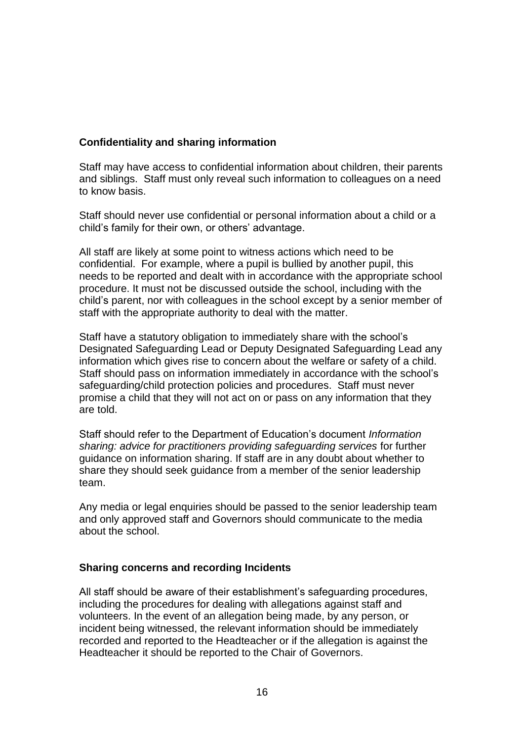**Confidentiality and sharing information**

Staff may have access to confidential information about children, their parents and siblings. Staff must only reveal such information to colleagues on a need to know basis.

Staff should never use confidential or personal information about a child or a child's family for their own, or others' advantage.

All staff are likely at some point to witness actions which need to be confidential. For example, where a pupil is bullied by another pupil, this needs to be reported and dealt with in accordance with the appropriate school procedure. It must not be discussed outside the school, including with the child's parent, nor with colleagues in the school except by a senior member of staff with the appropriate authority to deal with the matter.

Staff have a statutory obligation to immediately share with the school's Designated Safeguarding Lead or Deputy Designated Safeguarding Lead any information which gives rise to concern about the welfare or safety of a child. Staff should pass on information immediately in accordance with the school's safeguarding/child protection policies and procedures. Staff must never promise a child that they will not act on or pass on any information that they are told.

Staff should refer to the Department of Education's document *Information sharing: advice for practitioners providing safeguarding services* for further guidance on information sharing. If staff are in any doubt about whether to share they should seek guidance from a member of the senior leadership team.

Any media or legal enquiries should be passed to the senior leadership team and only approved staff and Governors should communicate to the media about the school.

**Sharing concerns and recording Incidents**

All staff should be aware of their establishment's safeguarding procedures, including the procedures for dealing with allegations against staff and volunteers. In the event of an allegation being made, by any person, or incident being witnessed, the relevant information should be immediately recorded and reported to the Headteacher or if the allegation is against the Headteacher it should be reported to the Chair of Governors.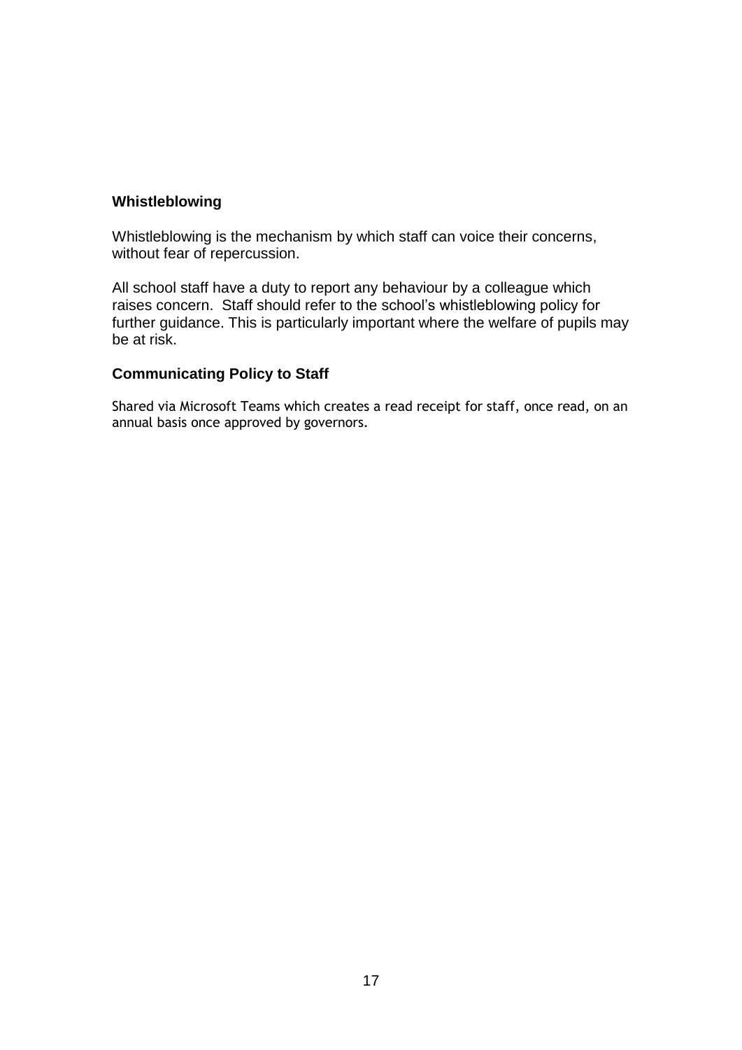**Whistleblowing**

Whistleblowing is the mechanism by which staff can voice their concerns, without fear of repercussion.

All school staff have a duty to report any behaviour by a colleague which raises concern. Staff should refer to the school's whistleblowing policy for further guidance. This is particularly important where the welfare of pupils may be at risk.

**Communicating Policy to Staff**

Shared via Microsoft Teams which creates a read receipt for staff, once read, on an annual basis once approved by governors.